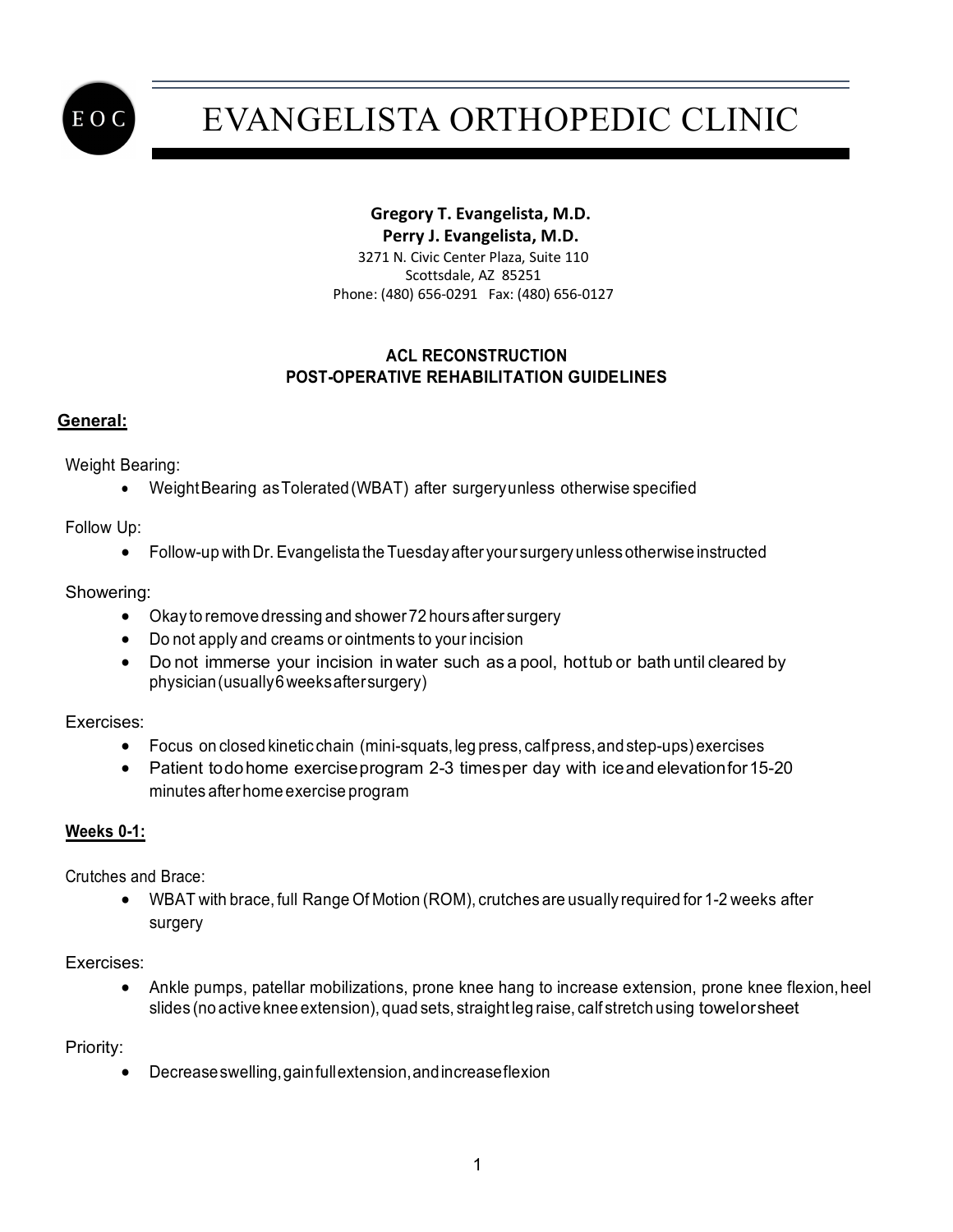# EVANGELISTA ORTHOPEDIC CLINIC

**Gregory T. Evangelista, M.D.**
**Perry J. Evangelista, M.D.**
3271 N. Civic Center Plaza, Suite 110
Scottsdale, AZ 85251
Phone: (480) 656-0291 Fax: (480) 656-0127

## ACL RECONSTRUCTION POST-OPERATIVE REHABILITATION GUIDELINES

### General:

Weight Bearing:

- Weight Bearing as Tolerated (WBAT) after surgery unless otherwise specified

Follow Up:

- Follow-up with Dr. Evangelista the Tuesday after your surgery unless otherwise instructed

Showering:

- Okay to remove dressing and shower 72 hours after surgery
- Do not apply and creams or ointments to your incision
- Do not immerse your incision in water such as a pool, hot tub or bath until cleared by physician (usually 6 weeks after surgery)

Exercises:

- Focus on closed kinetic chain (mini-squats, leg press, calf press, and step-ups) exercises
- Patient to do home exercise program 2-3 times per day with ice and elevation for 15-20 minutes after home exercise program

### Weeks 0-1:

Crutches and Brace:

- WBAT with brace, full Range Of Motion (ROM), crutches are usually required for 1-2 weeks after surgery

Exercises:

- Ankle pumps, patellar mobilizations, prone knee hang to increase extension, prone knee flexion, heel slides (no active knee extension), quad sets, straight leg raise, calf stretch using towel or sheet

Priority:

- Decrease swelling, gain full extension, and increase flexion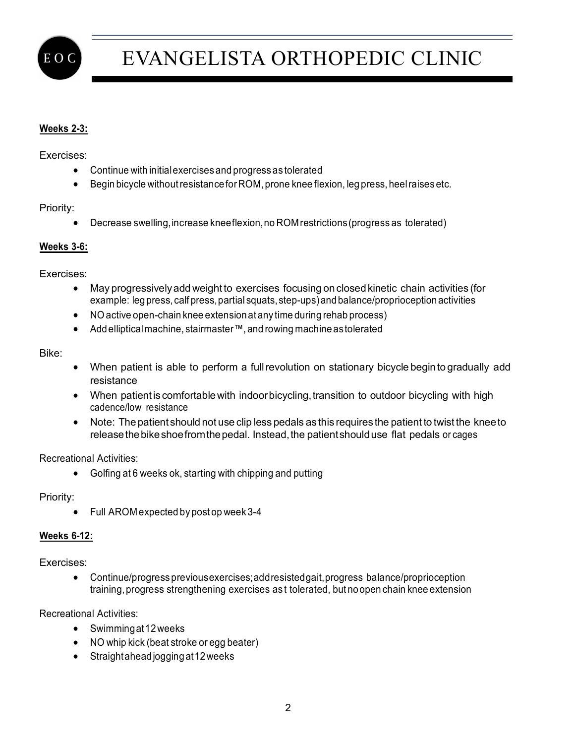**Weeks 2-3:**

Exercises:

- Continue with initial exercises and progress as tolerated
- Begin bicycle without resistance for ROM, prone knee flexion, leg press, heel raises etc.

Priority:

- Decrease swelling, increase knee flexion, no ROM restrictions (progress as tolerated)

**Weeks 3-6:**

Exercises:

- May progressively add weight to exercises focusing on closed kinetic chain activities (for example: leg press, calf press, partial squats, step-ups) and balance/proprioception activities
- NO active open-chain knee extension at any time during rehab process)
- Add elliptical machine, stairmaster™, and rowing machine as tolerated

Bike:

- When patient is able to perform a full revolution on stationary bicycle begin to gradually add resistance
- When patient is comfortable with indoor bicycling, transition to outdoor bicycling with high cadence/low resistance
- Note: The patient should not use clip less pedals as this requires the patient to twist the knee to release the bike shoe from the pedal. Instead, the patient should use flat pedals or cages

Recreational Activities:

- Golfing at 6 weeks ok, starting with chipping and putting

Priority:

- Full AROM expected by post op week 3-4

**Weeks 6-12:**

Exercises:

- Continue/progress previous exercises; add resisted gait, progress balance/proprioception training, progress strengthening exercises ast tolerated, but no open chain knee extension

Recreational Activities:

- Swimming at 12 weeks
- NO whip kick (beat stroke or egg beater)
- Straight ahead jogging at 12 weeks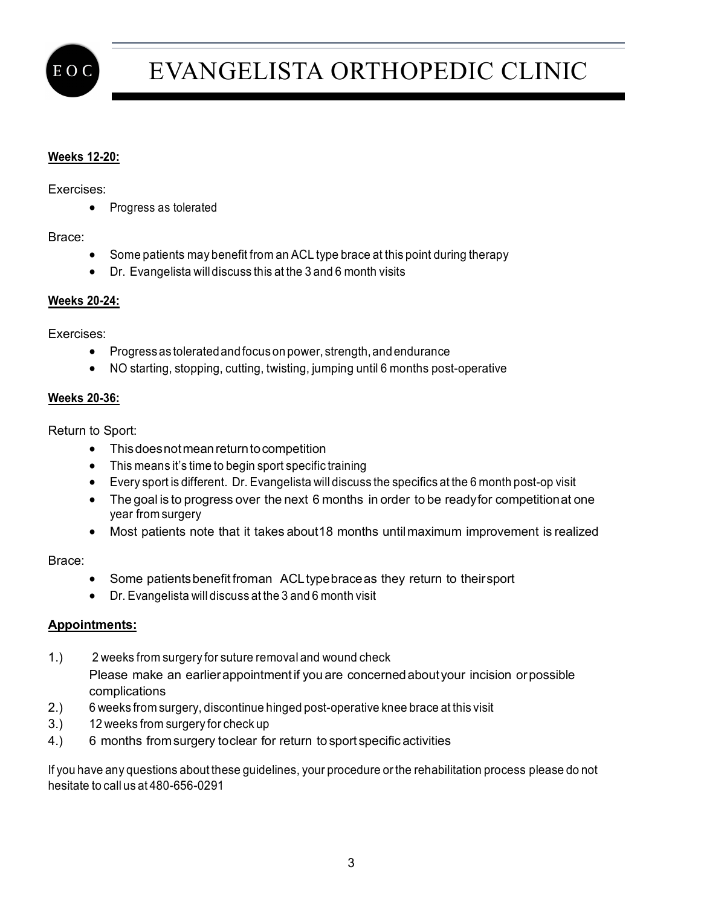**Weeks 12-20:**

Exercises:

- Progress as tolerated

Brace:

- Some patients may benefit from an ACL type brace at this point during therapy
- Dr. Evangelista will discuss this at the 3 and 6 month visits

**Weeks 20-24:**

Exercises:

- Progress as tolerated and focus on power, strength, and endurance
- NO starting, stopping, cutting, twisting, jumping until 6 months post-operative

**Weeks 20-36:**

Return to Sport:

- This does not mean return to competition
- This means it's time to begin sport specific training
- Every sport is different. Dr. Evangelista will discuss the specifics at the 6 month post-op visit
- The goal is to progress over the next 6 months in order to be ready for competition at one year from surgery
- Most patients note that it takes about 18 months until maximum improvement is realized

Brace:

- Some patients benefit from an ACL type brace as they return to their sport
- Dr. Evangelista will discuss at the 3 and 6 month visit

**Appointments:**

1.) 2 weeks from surgery for suture removal and wound check
    Please make an earlier appointment if you are concerned about your incision or possible complications
2.) 6 weeks from surgery, discontinue hinged post-operative knee brace at this visit
3.) 12 weeks from surgery for check up
4.) 6 months from surgery to clear for return to sport specific activities

If you have any questions about these guidelines, your procedure or the rehabilitation process please do not hesitate to call us at 480-656-0291